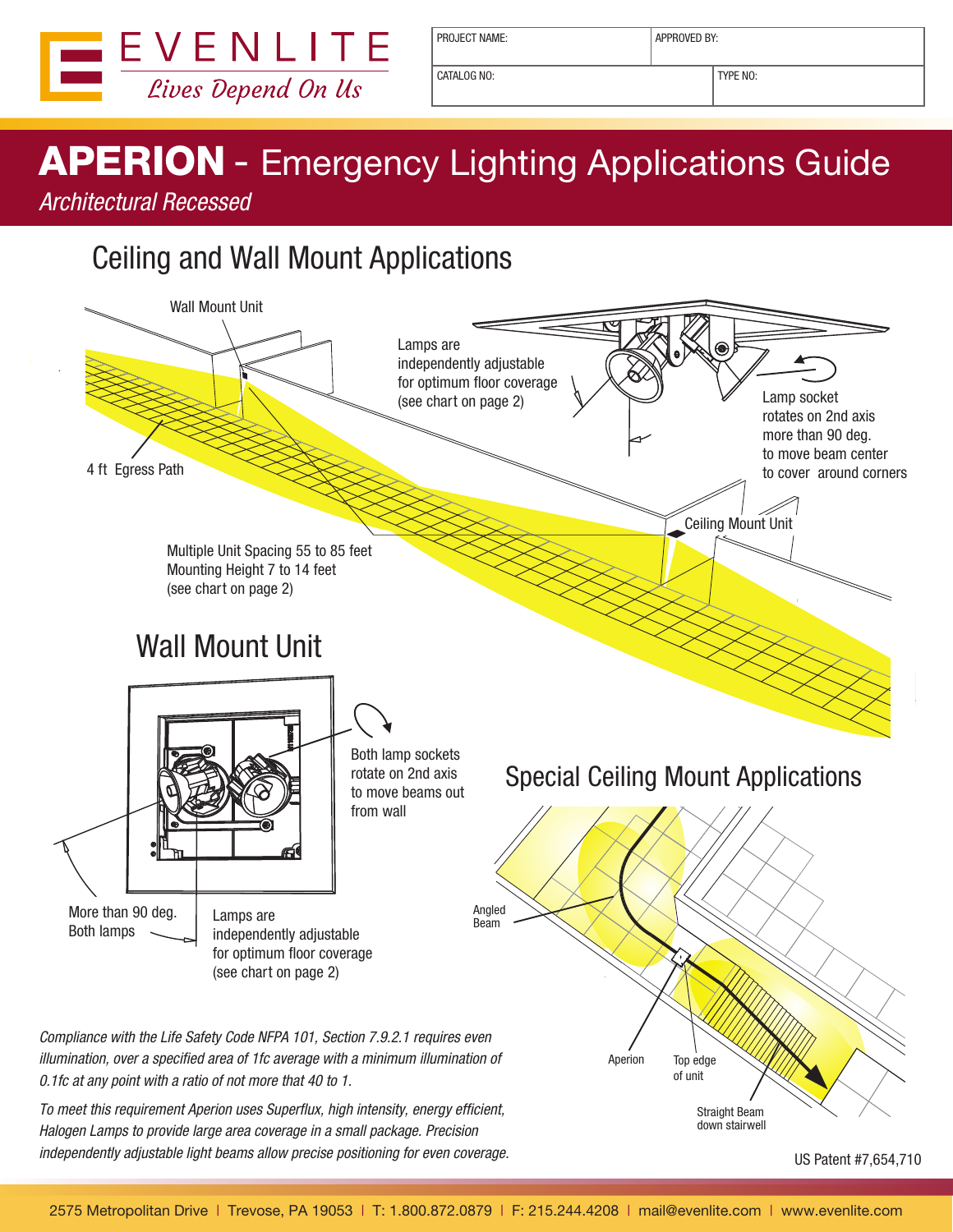EVENLITE
*Lives Depend On Us*

| PROJECT NAME: | APPROVED BY: |
|---|---|
| CATALOG NO: | TYPE NO: |

# APERION - Emergency Lighting Applications Guide

*Architectural Recessed*

## Ceiling and Wall Mount Applications

Wall Mount Unit

Lamps are independently adjustable for optimum floor coverage (see chart on page 2)

Lamp socket rotates on 2nd axis more than 90 deg. to move beam center to cover around corners

4 ft Egress Path

Ceiling Mount Unit

Multiple Unit Spacing 55 to 85 feet
Mounting Height 7 to 14 feet
(see chart on page 2)

## Wall Mount Unit

Both lamp sockets rotate on 2nd axis to move beams out from wall

More than 90 deg. Both lamps

Lamps are independently adjustable for optimum floor coverage (see chart on page 2)

## Special Ceiling Mount Applications

Angled Beam

Aperion

Top edge of unit

Straight Beam down stairwell

*Compliance with the Life Safety Code NFPA 101, Section 7.9.2.1 requires even illumination, over a specified area of 1fc average with a minimum illumination of 0.1fc at any point with a ratio of not more that 40 to 1.*

*To meet this requirement Aperion uses Superflux, high intensity, energy efficient, Halogen Lamps to provide large area coverage in a small package. Precision independently adjustable light beams allow precise positioning for even coverage.*

US Patent #7,654,710

2575 Metropolitan Drive | Trevose, PA 19053 | T: 1.800.872.0879 | F: 215.244.4208 | mail@evenlite.com | www.evenlite.com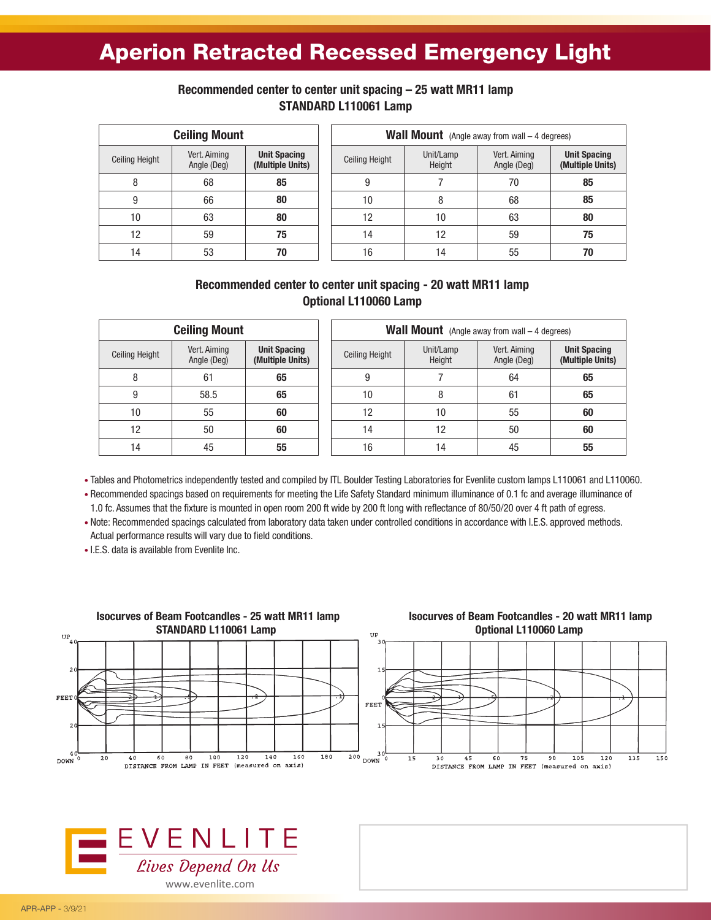# Aperion Retracted Recessed Emergency Light

## Recommended center to center unit spacing – 25 watt MR11 lamp
## STANDARD L110061 Lamp

| Ceiling Mount | | |
|---|---|---|
| Ceiling Height | Vert. Aiming Angle (Deg) | **Unit Spacing (Multiple Units)** |
| 8 | 68 | **85** |
| 9 | 66 | **80** |
| 10 | 63 | **80** |
| 12 | 59 | **75** |
| 14 | 53 | **70** |

| Wall Mount (Angle away from wall – 4 degrees) | | | |
|---|---|---|---|
| Ceiling Height | Unit/Lamp Height | Vert. Aiming Angle (Deg) | **Unit Spacing (Multiple Units)** |
| 9 | 7 | 70 | **85** |
| 10 | 8 | 68 | **85** |
| 12 | 10 | 63 | **80** |
| 14 | 12 | 59 | **75** |
| 16 | 14 | 55 | **70** |

## Recommended center to center unit spacing - 20 watt MR11 lamp
## Optional L110060 Lamp

| Ceiling Mount | | |
|---|---|---|
| Ceiling Height | Vert. Aiming Angle (Deg) | **Unit Spacing (Multiple Units)** |
| 8 | 61 | **65** |
| 9 | 58.5 | **65** |
| 10 | 55 | **60** |
| 12 | 50 | **60** |
| 14 | 45 | **55** |

| Wall Mount (Angle away from wall – 4 degrees) | | | |
|---|---|---|---|
| Ceiling Height | Unit/Lamp Height | Vert. Aiming Angle (Deg) | **Unit Spacing (Multiple Units)** |
| 9 | 7 | 64 | **65** |
| 10 | 8 | 61 | **65** |
| 12 | 10 | 55 | **60** |
| 14 | 12 | 50 | **60** |
| 16 | 14 | 45 | **55** |

- Tables and Photometrics independently tested and compiled by ITL Boulder Testing Laboratories for Evenlite custom lamps L110061 and L110060.
- Recommended spacings based on requirements for meeting the Life Safety Standard minimum illuminance of 0.1 fc and average illuminance of 1.0 fc. Assumes that the fixture is mounted in open room 200 ft wide by 200 ft long with reflectance of 80/50/20 over 4 ft path of egress.
- Note: Recommended spacings calculated from laboratory data taken under controlled conditions in accordance with I.E.S. approved methods. Actual performance results will vary due to field conditions.
- I.E.S. data is available from Evenlite Inc.

### Isocurves of Beam Footcandles - 25 watt MR11 lamp STANDARD L110061 Lamp

UP 40
20
FEET 0
20
DOWN 40
0 20 40 60 80 100 120 140 160 180 200
DISTANCE FROM LAMP IN FEET (measured on axis)
2 1 .5 .2 .1

### Isocurves of Beam Footcandles - 20 watt MR11 lamp Optional L110060 Lamp

UP 30
15
FEET 0
15
DOWN 30
0 15 30 45 60 75 90 105 120 135 150
DISTANCE FROM LAMP IN FEET (measured on axis)
2 1 .5 .2 .1

EVENLITE
*Lives Depend On Us*
www.evenlite.com

APR-APP - 3/9/21